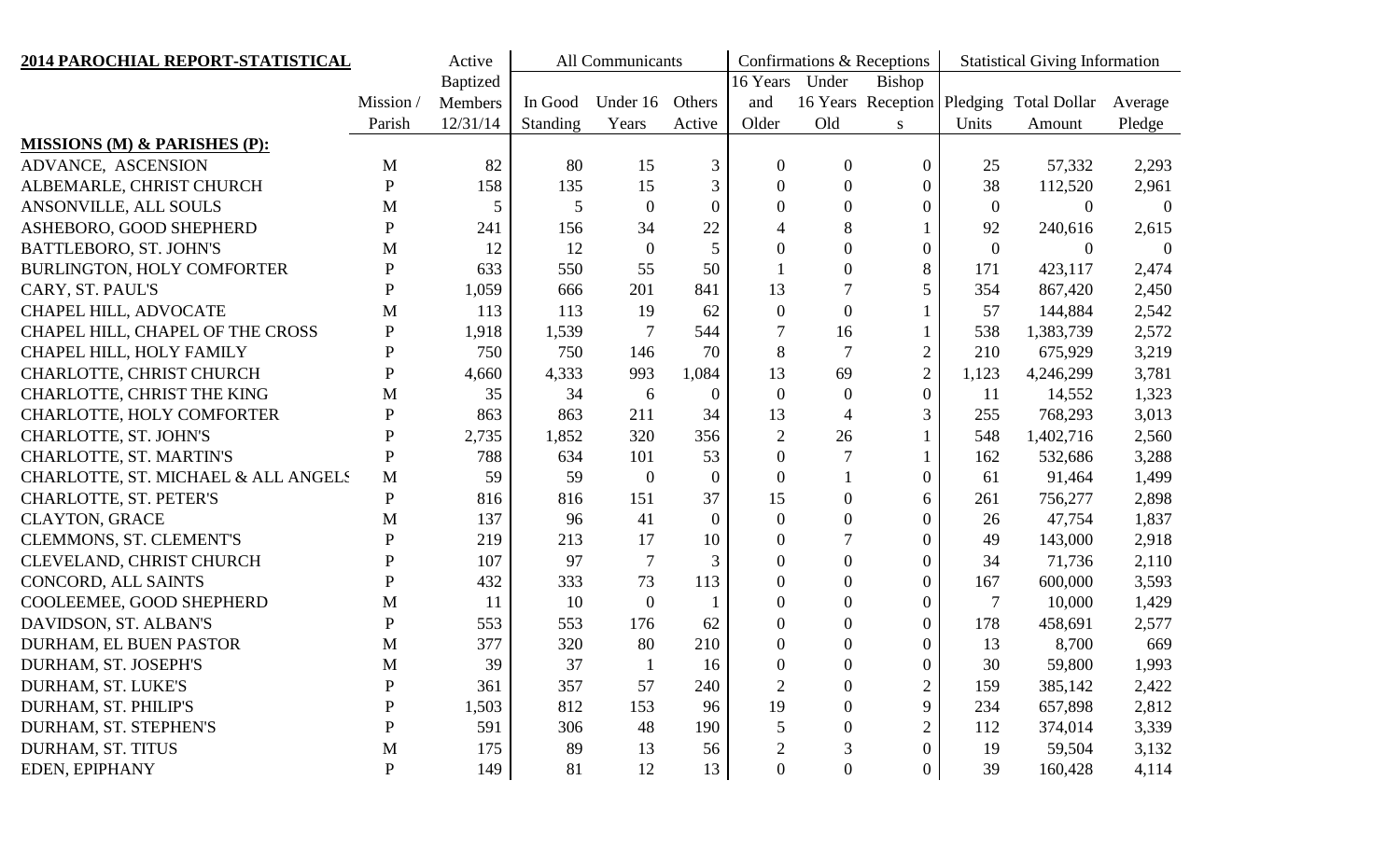## 2014 PAROCHIAL REPORT-STATISTICAL

| | Mission / Parish | Active Baptized Members 12/31/14 | All Communicants | | | Confirmations & Receptions | | | Statistical Giving Information | | |
|---|---|---|---|---|---|---|---|---|---|---|---|
| | | | In Good Standing | Under 16 Years | Others Active | 16 Years and Older | Under 16 Years Old | Bishop Receptions | Pledging Units | Total Dollar Amount | Average Pledge |
| **MISSIONS (M) & PARISHES (P):** | | | | | | | | | | | |
| ADVANCE, ASCENSION | M | 82 | 80 | 15 | 3 | 0 | 0 | 0 | 25 | 57,332 | 2,293 |
| ALBEMARLE, CHRIST CHURCH | P | 158 | 135 | 15 | 3 | 0 | 0 | 0 | 38 | 112,520 | 2,961 |
| ANSONVILLE, ALL SOULS | M | 5 | 5 | 0 | 0 | 0 | 0 | 0 | 0 | 0 | 0 |
| ASHEBORO, GOOD SHEPHERD | P | 241 | 156 | 34 | 22 | 4 | 8 | 1 | 92 | 240,616 | 2,615 |
| BATTLEBORO, ST. JOHN'S | M | 12 | 12 | 0 | 5 | 0 | 0 | 0 | 0 | 0 | 0 |
| BURLINGTON, HOLY COMFORTER | P | 633 | 550 | 55 | 50 | 1 | 0 | 8 | 171 | 423,117 | 2,474 |
| CARY, ST. PAUL'S | P | 1,059 | 666 | 201 | 841 | 13 | 7 | 5 | 354 | 867,420 | 2,450 |
| CHAPEL HILL, ADVOCATE | M | 113 | 113 | 19 | 62 | 0 | 0 | 1 | 57 | 144,884 | 2,542 |
| CHAPEL HILL, CHAPEL OF THE CROSS | P | 1,918 | 1,539 | 7 | 544 | 7 | 16 | 1 | 538 | 1,383,739 | 2,572 |
| CHAPEL HILL, HOLY FAMILY | P | 750 | 750 | 146 | 70 | 8 | 7 | 2 | 210 | 675,929 | 3,219 |
| CHARLOTTE, CHRIST CHURCH | P | 4,660 | 4,333 | 993 | 1,084 | 13 | 69 | 2 | 1,123 | 4,246,299 | 3,781 |
| CHARLOTTE, CHRIST THE KING | M | 35 | 34 | 6 | 0 | 0 | 0 | 0 | 11 | 14,552 | 1,323 |
| CHARLOTTE, HOLY COMFORTER | P | 863 | 863 | 211 | 34 | 13 | 4 | 3 | 255 | 768,293 | 3,013 |
| CHARLOTTE, ST. JOHN'S | P | 2,735 | 1,852 | 320 | 356 | 2 | 26 | 1 | 548 | 1,402,716 | 2,560 |
| CHARLOTTE, ST. MARTIN'S | P | 788 | 634 | 101 | 53 | 0 | 7 | 1 | 162 | 532,686 | 3,288 |
| CHARLOTTE, ST. MICHAEL & ALL ANGELS | M | 59 | 59 | 0 | 0 | 0 | 1 | 0 | 61 | 91,464 | 1,499 |
| CHARLOTTE, ST. PETER'S | P | 816 | 816 | 151 | 37 | 15 | 0 | 6 | 261 | 756,277 | 2,898 |
| CLAYTON, GRACE | M | 137 | 96 | 41 | 0 | 0 | 0 | 0 | 26 | 47,754 | 1,837 |
| CLEMMONS, ST. CLEMENT'S | P | 219 | 213 | 17 | 10 | 0 | 7 | 0 | 49 | 143,000 | 2,918 |
| CLEVELAND, CHRIST CHURCH | P | 107 | 97 | 7 | 3 | 0 | 0 | 0 | 34 | 71,736 | 2,110 |
| CONCORD, ALL SAINTS | P | 432 | 333 | 73 | 113 | 0 | 0 | 0 | 167 | 600,000 | 3,593 |
| COOLEEMEE, GOOD SHEPHERD | M | 11 | 10 | 0 | 1 | 0 | 0 | 0 | 7 | 10,000 | 1,429 |
| DAVIDSON, ST. ALBAN'S | P | 553 | 553 | 176 | 62 | 0 | 0 | 0 | 178 | 458,691 | 2,577 |
| DURHAM, EL BUEN PASTOR | M | 377 | 320 | 80 | 210 | 0 | 0 | 0 | 13 | 8,700 | 669 |
| DURHAM, ST. JOSEPH'S | M | 39 | 37 | 1 | 16 | 0 | 0 | 0 | 30 | 59,800 | 1,993 |
| DURHAM, ST. LUKE'S | P | 361 | 357 | 57 | 240 | 2 | 0 | 2 | 159 | 385,142 | 2,422 |
| DURHAM, ST. PHILIP'S | P | 1,503 | 812 | 153 | 96 | 19 | 0 | 9 | 234 | 657,898 | 2,812 |
| DURHAM, ST. STEPHEN'S | P | 591 | 306 | 48 | 190 | 5 | 0 | 2 | 112 | 374,014 | 3,339 |
| DURHAM, ST. TITUS | M | 175 | 89 | 13 | 56 | 2 | 3 | 0 | 19 | 59,504 | 3,132 |
| EDEN, EPIPHANY | P | 149 | 81 | 12 | 13 | 0 | 0 | 0 | 39 | 160,428 | 4,114 |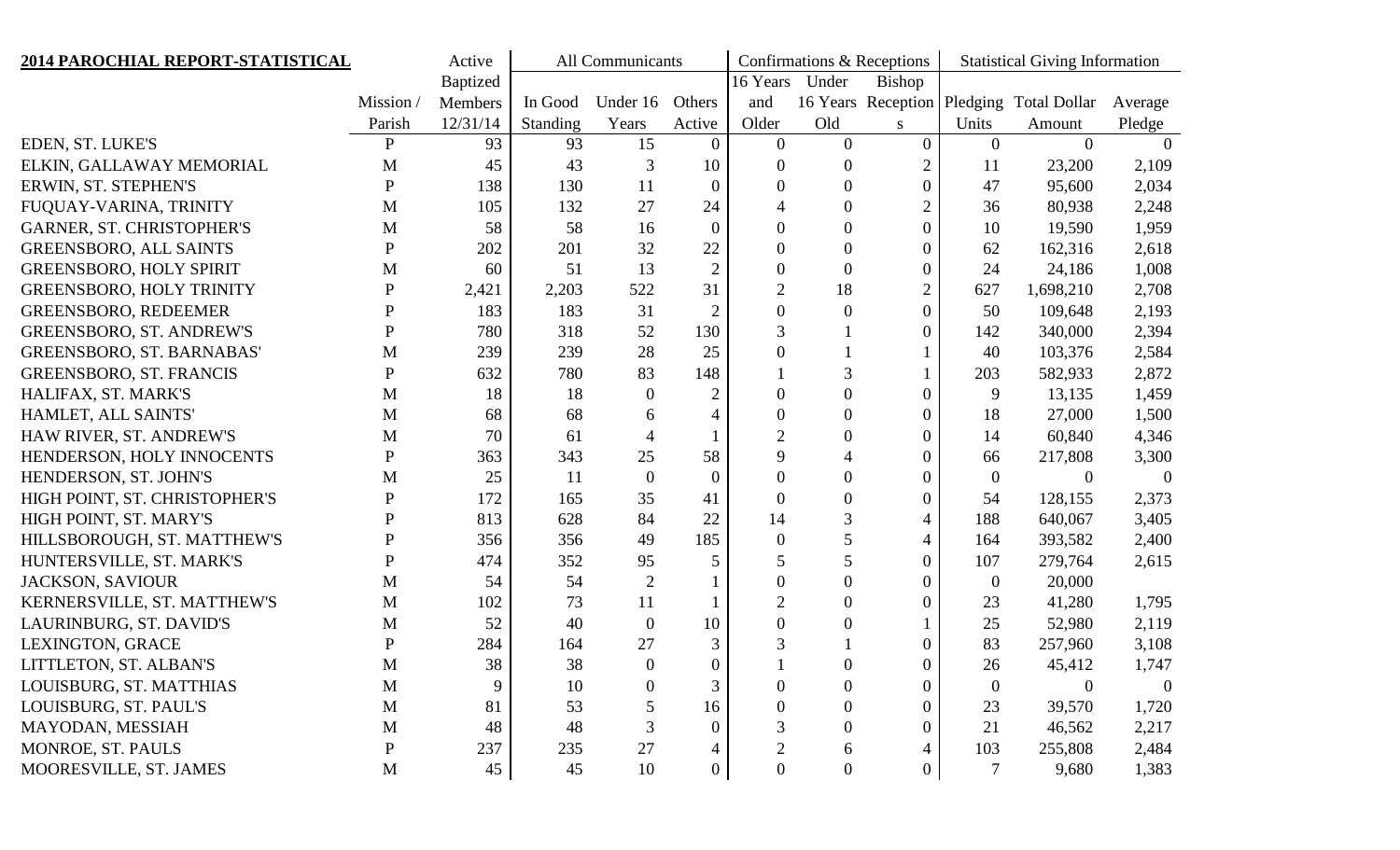| **2014 PAROCHIAL REPORT-STATISTICAL** | | Active | All Communicants | | | Confirmations & Receptions | | | Statistical Giving Information | | |
|---|---|---|---|---|---|---|---|---|---|---|---|
| | | Baptized | | | | 16 Years | Under | Bishop | | | |
| | Mission / | Members | In Good | Under 16 | Others | and | 16 Years | Receptions | Pledging | Total Dollar | Average |
| | Parish | 12/31/14 | Standing | Years | Active | Older | Old | | Units | Amount | Pledge |
| EDEN, ST. LUKE'S | P | 93 | 93 | 15 | 0 | 0 | 0 | 0 | 0 | 0 | 0 |
| ELKIN, GALLAWAY MEMORIAL | M | 45 | 43 | 3 | 10 | 0 | 0 | 2 | 11 | 23,200 | 2,109 |
| ERWIN, ST. STEPHEN'S | P | 138 | 130 | 11 | 0 | 0 | 0 | 0 | 47 | 95,600 | 2,034 |
| FUQUAY-VARINA, TRINITY | M | 105 | 132 | 27 | 24 | 4 | 0 | 2 | 36 | 80,938 | 2,248 |
| GARNER, ST. CHRISTOPHER'S | M | 58 | 58 | 16 | 0 | 0 | 0 | 0 | 10 | 19,590 | 1,959 |
| GREENSBORO, ALL SAINTS | P | 202 | 201 | 32 | 22 | 0 | 0 | 0 | 62 | 162,316 | 2,618 |
| GREENSBORO, HOLY SPIRIT | M | 60 | 51 | 13 | 2 | 0 | 0 | 0 | 24 | 24,186 | 1,008 |
| GREENSBORO, HOLY TRINITY | P | 2,421 | 2,203 | 522 | 31 | 2 | 18 | 2 | 627 | 1,698,210 | 2,708 |
| GREENSBORO, REDEEMER | P | 183 | 183 | 31 | 2 | 0 | 0 | 0 | 50 | 109,648 | 2,193 |
| GREENSBORO, ST. ANDREW'S | P | 780 | 318 | 52 | 130 | 3 | 1 | 0 | 142 | 340,000 | 2,394 |
| GREENSBORO, ST. BARNABAS' | M | 239 | 239 | 28 | 25 | 0 | 1 | 1 | 40 | 103,376 | 2,584 |
| GREENSBORO, ST. FRANCIS | P | 632 | 780 | 83 | 148 | 1 | 3 | 1 | 203 | 582,933 | 2,872 |
| HALIFAX, ST. MARK'S | M | 18 | 18 | 0 | 2 | 0 | 0 | 0 | 9 | 13,135 | 1,459 |
| HAMLET, ALL SAINTS' | M | 68 | 68 | 6 | 4 | 0 | 0 | 0 | 18 | 27,000 | 1,500 |
| HAW RIVER, ST. ANDREW'S | M | 70 | 61 | 4 | 1 | 2 | 0 | 0 | 14 | 60,840 | 4,346 |
| HENDERSON, HOLY INNOCENTS | P | 363 | 343 | 25 | 58 | 9 | 4 | 0 | 66 | 217,808 | 3,300 |
| HENDERSON, ST. JOHN'S | M | 25 | 11 | 0 | 0 | 0 | 0 | 0 | 0 | 0 | 0 |
| HIGH POINT, ST. CHRISTOPHER'S | P | 172 | 165 | 35 | 41 | 0 | 0 | 0 | 54 | 128,155 | 2,373 |
| HIGH POINT, ST. MARY'S | P | 813 | 628 | 84 | 22 | 14 | 3 | 4 | 188 | 640,067 | 3,405 |
| HILLSBOROUGH, ST. MATTHEW'S | P | 356 | 356 | 49 | 185 | 0 | 5 | 4 | 164 | 393,582 | 2,400 |
| HUNTERSVILLE, ST. MARK'S | P | 474 | 352 | 95 | 5 | 5 | 5 | 0 | 107 | 279,764 | 2,615 |
| JACKSON, SAVIOUR | M | 54 | 54 | 2 | 1 | 0 | 0 | 0 | 0 | 20,000 | |
| KERNERSVILLE, ST. MATTHEW'S | M | 102 | 73 | 11 | 1 | 2 | 0 | 0 | 23 | 41,280 | 1,795 |
| LAURINBURG, ST. DAVID'S | M | 52 | 40 | 0 | 10 | 0 | 0 | 1 | 25 | 52,980 | 2,119 |
| LEXINGTON, GRACE | P | 284 | 164 | 27 | 3 | 3 | 1 | 0 | 83 | 257,960 | 3,108 |
| LITTLETON, ST. ALBAN'S | M | 38 | 38 | 0 | 0 | 1 | 0 | 0 | 26 | 45,412 | 1,747 |
| LOUISBURG, ST. MATTHIAS | M | 9 | 10 | 0 | 3 | 0 | 0 | 0 | 0 | 0 | 0 |
| LOUISBURG, ST. PAUL'S | M | 81 | 53 | 5 | 16 | 0 | 0 | 0 | 23 | 39,570 | 1,720 |
| MAYODAN, MESSIAH | M | 48 | 48 | 3 | 0 | 3 | 0 | 0 | 21 | 46,562 | 2,217 |
| MONROE, ST. PAULS | P | 237 | 235 | 27 | 4 | 2 | 6 | 4 | 103 | 255,808 | 2,484 |
| MOORESVILLE, ST. JAMES | M | 45 | 45 | 10 | 0 | 0 | 0 | 0 | 7 | 9,680 | 1,383 |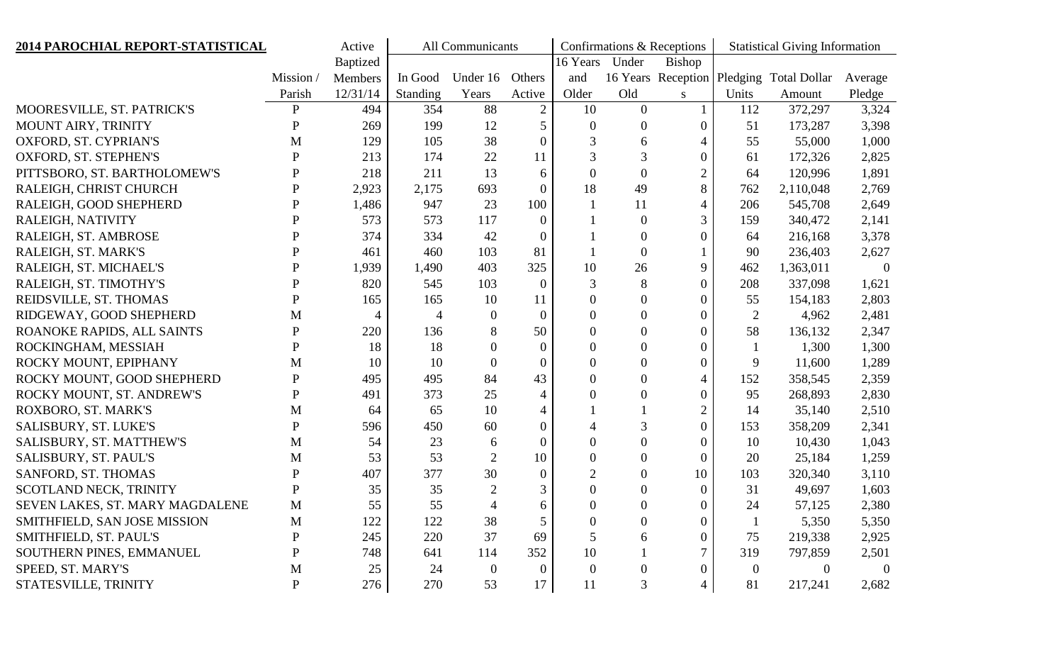| 2014 PAROCHIAL REPORT-STATISTICAL | Mission / Parish | Active Baptized Members 12/31/14 | All Communicants | | | Confirmations & Receptions | | | Statistical Giving Information | | |
|---|---|---|---|---|---|---|---|---|---|---|---|
| | | | In Good Standing | Under 16 Years | Others Active | 16 Years and Older | Under 16 Years Old | Bishop Receptions | Pledging Units | Total Dollar Amount | Average Pledge |
| MOORESVILLE, ST. PATRICK'S | P | 494 | 354 | 88 | 2 | 10 | 0 | 1 | 112 | 372,297 | 3,324 |
| MOUNT AIRY, TRINITY | P | 269 | 199 | 12 | 5 | 0 | 0 | 0 | 51 | 173,287 | 3,398 |
| OXFORD, ST. CYPRIAN'S | M | 129 | 105 | 38 | 0 | 3 | 6 | 4 | 55 | 55,000 | 1,000 |
| OXFORD, ST. STEPHEN'S | P | 213 | 174 | 22 | 11 | 3 | 3 | 0 | 61 | 172,326 | 2,825 |
| PITTSBORO, ST. BARTHOLOMEW'S | P | 218 | 211 | 13 | 6 | 0 | 0 | 2 | 64 | 120,996 | 1,891 |
| RALEIGH, CHRIST CHURCH | P | 2,923 | 2,175 | 693 | 0 | 18 | 49 | 8 | 762 | 2,110,048 | 2,769 |
| RALEIGH, GOOD SHEPHERD | P | 1,486 | 947 | 23 | 100 | 1 | 11 | 4 | 206 | 545,708 | 2,649 |
| RALEIGH, NATIVITY | P | 573 | 573 | 117 | 0 | 1 | 0 | 3 | 159 | 340,472 | 2,141 |
| RALEIGH, ST. AMBROSE | P | 374 | 334 | 42 | 0 | 1 | 0 | 0 | 64 | 216,168 | 3,378 |
| RALEIGH, ST. MARK'S | P | 461 | 460 | 103 | 81 | 1 | 0 | 1 | 90 | 236,403 | 2,627 |
| RALEIGH, ST. MICHAEL'S | P | 1,939 | 1,490 | 403 | 325 | 10 | 26 | 9 | 462 | 1,363,011 | 0 |
| RALEIGH, ST. TIMOTHY'S | P | 820 | 545 | 103 | 0 | 3 | 8 | 0 | 208 | 337,098 | 1,621 |
| REIDSVILLE, ST. THOMAS | P | 165 | 165 | 10 | 11 | 0 | 0 | 0 | 55 | 154,183 | 2,803 |
| RIDGEWAY, GOOD SHEPHERD | M | 4 | 4 | 0 | 0 | 0 | 0 | 0 | 2 | 4,962 | 2,481 |
| ROANOKE RAPIDS, ALL SAINTS | P | 220 | 136 | 8 | 50 | 0 | 0 | 0 | 58 | 136,132 | 2,347 |
| ROCKINGHAM, MESSIAH | P | 18 | 18 | 0 | 0 | 0 | 0 | 0 | 1 | 1,300 | 1,300 |
| ROCKY MOUNT, EPIPHANY | M | 10 | 10 | 0 | 0 | 0 | 0 | 0 | 9 | 11,600 | 1,289 |
| ROCKY MOUNT, GOOD SHEPHERD | P | 495 | 495 | 84 | 43 | 0 | 0 | 4 | 152 | 358,545 | 2,359 |
| ROCKY MOUNT, ST. ANDREW'S | P | 491 | 373 | 25 | 4 | 0 | 0 | 0 | 95 | 268,893 | 2,830 |
| ROXBORO, ST. MARK'S | M | 64 | 65 | 10 | 4 | 1 | 1 | 2 | 14 | 35,140 | 2,510 |
| SALISBURY, ST. LUKE'S | P | 596 | 450 | 60 | 0 | 4 | 3 | 0 | 153 | 358,209 | 2,341 |
| SALISBURY, ST. MATTHEW'S | M | 54 | 23 | 6 | 0 | 0 | 0 | 0 | 10 | 10,430 | 1,043 |
| SALISBURY, ST. PAUL'S | M | 53 | 53 | 2 | 10 | 0 | 0 | 0 | 20 | 25,184 | 1,259 |
| SANFORD, ST. THOMAS | P | 407 | 377 | 30 | 0 | 2 | 0 | 10 | 103 | 320,340 | 3,110 |
| SCOTLAND NECK, TRINITY | P | 35 | 35 | 2 | 3 | 0 | 0 | 0 | 31 | 49,697 | 1,603 |
| SEVEN LAKES, ST. MARY MAGDALENE | M | 55 | 55 | 4 | 6 | 0 | 0 | 0 | 24 | 57,125 | 2,380 |
| SMITHFIELD, SAN JOSE MISSION | M | 122 | 122 | 38 | 5 | 0 | 0 | 0 | 1 | 5,350 | 5,350 |
| SMITHFIELD, ST. PAUL'S | P | 245 | 220 | 37 | 69 | 5 | 6 | 0 | 75 | 219,338 | 2,925 |
| SOUTHERN PINES, EMMANUEL | P | 748 | 641 | 114 | 352 | 10 | 1 | 7 | 319 | 797,859 | 2,501 |
| SPEED, ST. MARY'S | M | 25 | 24 | 0 | 0 | 0 | 0 | 0 | 0 | 0 | 0 |
| STATESVILLE, TRINITY | P | 276 | 270 | 53 | 17 | 11 | 3 | 4 | 81 | 217,241 | 2,682 |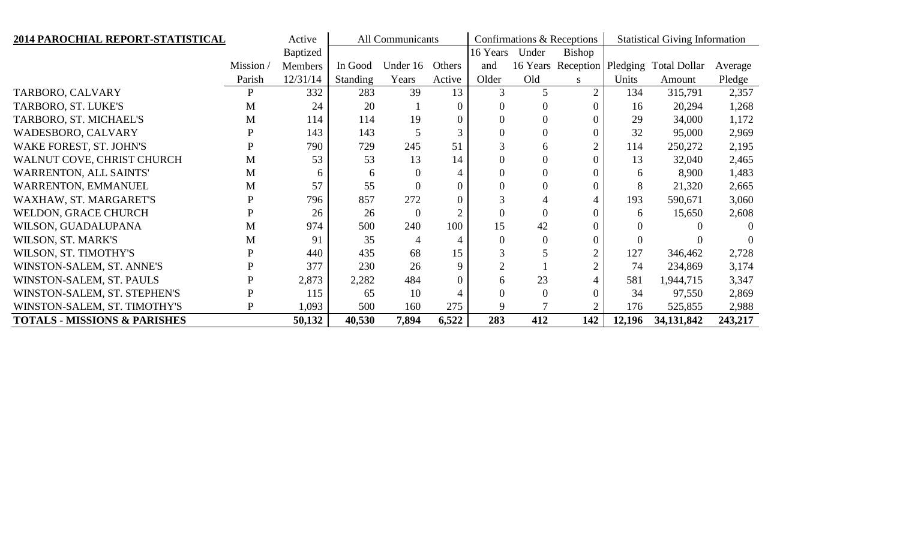| 2014 PAROCHIAL REPORT-STATISTICAL | Mission / Parish | Active Baptized Members 12/31/14 | All Communicants | | | Confirmations & Receptions | | | Statistical Giving Information | | |
|---|---|---|---|---|---|---|---|---|---|---|---|
| | | | In Good Standing | Under 16 Years | Others Active | 16 Years and Older | Under 16 Years Old | Bishop Receptions | Pledging Units | Total Dollar Amount | Average Pledge |
| TARBORO, CALVARY | P | 332 | 283 | 39 | 13 | 3 | 5 | 2 | 134 | 315,791 | 2,357 |
| TARBORO, ST. LUKE'S | M | 24 | 20 | 1 | 0 | 0 | 0 | 0 | 16 | 20,294 | 1,268 |
| TARBORO, ST. MICHAEL'S | M | 114 | 114 | 19 | 0 | 0 | 0 | 0 | 29 | 34,000 | 1,172 |
| WADESBORO, CALVARY | P | 143 | 143 | 5 | 3 | 0 | 0 | 0 | 32 | 95,000 | 2,969 |
| WAKE FOREST, ST. JOHN'S | P | 790 | 729 | 245 | 51 | 3 | 6 | 2 | 114 | 250,272 | 2,195 |
| WALNUT COVE, CHRIST CHURCH | M | 53 | 53 | 13 | 14 | 0 | 0 | 0 | 13 | 32,040 | 2,465 |
| WARRENTON, ALL SAINTS' | M | 6 | 6 | 0 | 4 | 0 | 0 | 0 | 6 | 8,900 | 1,483 |
| WARRENTON, EMMANUEL | M | 57 | 55 | 0 | 0 | 0 | 0 | 0 | 8 | 21,320 | 2,665 |
| WAXHAW, ST. MARGARET'S | P | 796 | 857 | 272 | 0 | 3 | 4 | 4 | 193 | 590,671 | 3,060 |
| WELDON, GRACE CHURCH | P | 26 | 26 | 0 | 2 | 0 | 0 | 0 | 6 | 15,650 | 2,608 |
| WILSON, GUADALUPANA | M | 974 | 500 | 240 | 100 | 15 | 42 | 0 | 0 | 0 | 0 |
| WILSON, ST. MARK'S | M | 91 | 35 | 4 | 4 | 0 | 0 | 0 | 0 | 0 | 0 |
| WILSON, ST. TIMOTHY'S | P | 440 | 435 | 68 | 15 | 3 | 5 | 2 | 127 | 346,462 | 2,728 |
| WINSTON-SALEM, ST. ANNE'S | P | 377 | 230 | 26 | 9 | 2 | 1 | 2 | 74 | 234,869 | 3,174 |
| WINSTON-SALEM, ST. PAULS | P | 2,873 | 2,282 | 484 | 0 | 6 | 23 | 4 | 581 | 1,944,715 | 3,347 |
| WINSTON-SALEM, ST. STEPHEN'S | P | 115 | 65 | 10 | 4 | 0 | 0 | 0 | 34 | 97,550 | 2,869 |
| WINSTON-SALEM, ST. TIMOTHY'S | P | 1,093 | 500 | 160 | 275 | 9 | 7 | 2 | 176 | 525,855 | 2,988 |
| **TOTALS - MISSIONS & PARISHES** | | **50,132** | **40,530** | **7,894** | **6,522** | **283** | **412** | **142** | **12,196** | **34,131,842** | **243,217** |